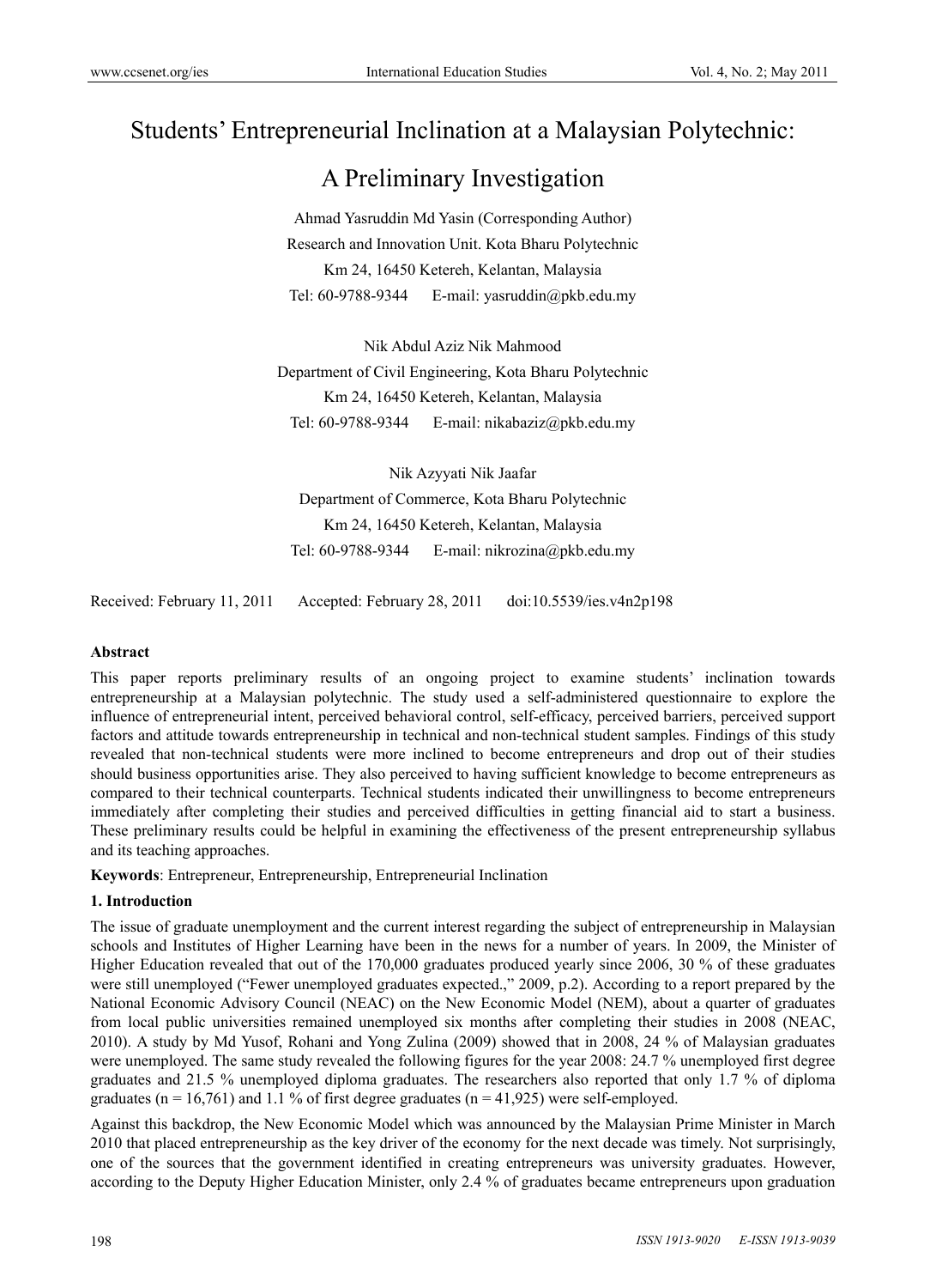# Students' Entrepreneurial Inclination at a Malaysian Polytechnic: A Preliminary Investigation

Ahmad Yasruddin Md Yasin (Corresponding Author)
Research and Innovation Unit. Kota Bharu Polytechnic
Km 24, 16450 Ketereh, Kelantan, Malaysia
Tel: 60-9788-9344 E-mail: yasruddin@pkb.edu.my

Nik Abdul Aziz Nik Mahmood
Department of Civil Engineering, Kota Bharu Polytechnic
Km 24, 16450 Ketereh, Kelantan, Malaysia
Tel: 60-9788-9344 E-mail: nikabaziz@pkb.edu.my

Nik Azyyati Nik Jaafar
Department of Commerce, Kota Bharu Polytechnic
Km 24, 16450 Ketereh, Kelantan, Malaysia
Tel: 60-9788-9344 E-mail: nikrozina@pkb.edu.my

Received: February 11, 2011 Accepted: February 28, 2011 doi:10.5539/ies.v4n2p198

**Abstract**

This paper reports preliminary results of an ongoing project to examine students' inclination towards entrepreneurship at a Malaysian polytechnic. The study used a self-administered questionnaire to explore the influence of entrepreneurial intent, perceived behavioral control, self-efficacy, perceived barriers, perceived support factors and attitude towards entrepreneurship in technical and non-technical student samples. Findings of this study revealed that non-technical students were more inclined to become entrepreneurs and drop out of their studies should business opportunities arise. They also perceived to having sufficient knowledge to become entrepreneurs as compared to their technical counterparts. Technical students indicated their unwillingness to become entrepreneurs immediately after completing their studies and perceived difficulties in getting financial aid to start a business. These preliminary results could be helpful in examining the effectiveness of the present entrepreneurship syllabus and its teaching approaches.

**Keywords**: Entrepreneur, Entrepreneurship, Entrepreneurial Inclination

## 1. Introduction

The issue of graduate unemployment and the current interest regarding the subject of entrepreneurship in Malaysian schools and Institutes of Higher Learning have been in the news for a number of years. In 2009, the Minister of Higher Education revealed that out of the 170,000 graduates produced yearly since 2006, 30 % of these graduates were still unemployed ("Fewer unemployed graduates expected.," 2009, p.2). According to a report prepared by the National Economic Advisory Council (NEAC) on the New Economic Model (NEM), about a quarter of graduates from local public universities remained unemployed six months after completing their studies in 2008 (NEAC, 2010). A study by Md Yusof, Rohani and Yong Zulina (2009) showed that in 2008, 24 % of Malaysian graduates were unemployed. The same study revealed the following figures for the year 2008: 24.7 % unemployed first degree graduates and 21.5 % unemployed diploma graduates. The researchers also reported that only 1.7 % of diploma graduates ($n = 16,761$) and 1.1 % of first degree graduates ($n = 41,925$) were self-employed.

Against this backdrop, the New Economic Model which was announced by the Malaysian Prime Minister in March 2010 that placed entrepreneurship as the key driver of the economy for the next decade was timely. Not surprisingly, one of the sources that the government identified in creating entrepreneurs was university graduates. However, according to the Deputy Higher Education Minister, only 2.4 % of graduates became entrepreneurs upon graduation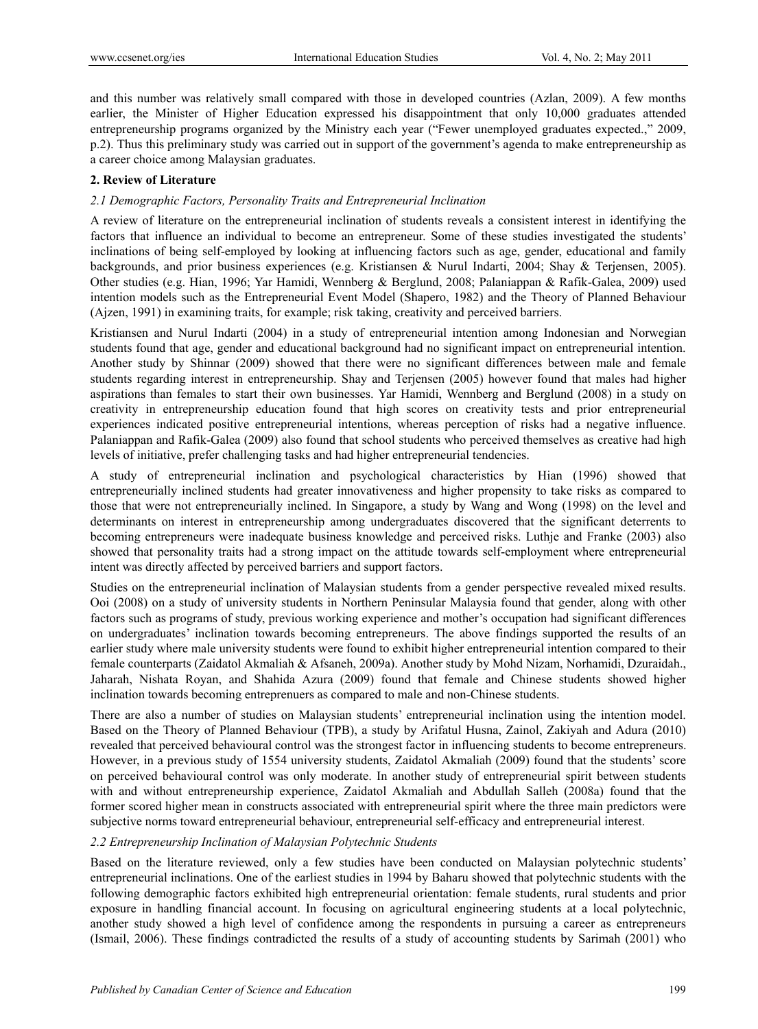and this number was relatively small compared with those in developed countries (Azlan, 2009). A few months earlier, the Minister of Higher Education expressed his disappointment that only 10,000 graduates attended entrepreneurship programs organized by the Ministry each year ("Fewer unemployed graduates expected.," 2009, p.2). Thus this preliminary study was carried out in support of the government's agenda to make entrepreneurship as a career choice among Malaysian graduates.

## 2. Review of Literature

### *2.1 Demographic Factors, Personality Traits and Entrepreneurial Inclination*

A review of literature on the entrepreneurial inclination of students reveals a consistent interest in identifying the factors that influence an individual to become an entrepreneur. Some of these studies investigated the students' inclinations of being self-employed by looking at influencing factors such as age, gender, educational and family backgrounds, and prior business experiences (e.g. Kristiansen & Nurul Indarti, 2004; Shay & Terjensen, 2005). Other studies (e.g. Hian, 1996; Yar Hamidi, Wennberg & Berglund, 2008; Palaniappan & Rafik-Galea, 2009) used intention models such as the Entrepreneurial Event Model (Shapero, 1982) and the Theory of Planned Behaviour (Ajzen, 1991) in examining traits, for example; risk taking, creativity and perceived barriers.

Kristiansen and Nurul Indarti (2004) in a study of entrepreneurial intention among Indonesian and Norwegian students found that age, gender and educational background had no significant impact on entrepreneurial intention. Another study by Shinnar (2009) showed that there were no significant differences between male and female students regarding interest in entrepreneurship. Shay and Terjensen (2005) however found that males had higher aspirations than females to start their own businesses. Yar Hamidi, Wennberg and Berglund (2008) in a study on creativity in entrepreneurship education found that high scores on creativity tests and prior entrepreneurial experiences indicated positive entrepreneurial intentions, whereas perception of risks had a negative influence. Palaniappan and Rafik-Galea (2009) also found that school students who perceived themselves as creative had high levels of initiative, prefer challenging tasks and had higher entrepreneurial tendencies.

A study of entrepreneurial inclination and psychological characteristics by Hian (1996) showed that entrepreneurially inclined students had greater innovativeness and higher propensity to take risks as compared to those that were not entrepreneurially inclined. In Singapore, a study by Wang and Wong (1998) on the level and determinants on interest in entrepreneurship among undergraduates discovered that the significant deterrents to becoming entrepreneurs were inadequate business knowledge and perceived risks. Luthje and Franke (2003) also showed that personality traits had a strong impact on the attitude towards self-employment where entrepreneurial intent was directly affected by perceived barriers and support factors.

Studies on the entrepreneurial inclination of Malaysian students from a gender perspective revealed mixed results. Ooi (2008) on a study of university students in Northern Peninsular Malaysia found that gender, along with other factors such as programs of study, previous working experience and mother's occupation had significant differences on undergraduates' inclination towards becoming entrepreneurs. The above findings supported the results of an earlier study where male university students were found to exhibit higher entrepreneurial intention compared to their female counterparts (Zaidatol Akmaliah & Afsaneh, 2009a). Another study by Mohd Nizam, Norhamidi, Dzuraidah., Jaharah, Nishata Royan, and Shahida Azura (2009) found that female and Chinese students showed higher inclination towards becoming entrepreneurs as compared to male and non-Chinese students.

There are also a number of studies on Malaysian students' entrepreneurial inclination using the intention model. Based on the Theory of Planned Behaviour (TPB), a study by Arifatul Husna, Zainol, Zakiyah and Adura (2010) revealed that perceived behavioural control was the strongest factor in influencing students to become entrepreneurs. However, in a previous study of 1554 university students, Zaidatol Akmaliah (2009) found that the students' score on perceived behavioural control was only moderate. In another study of entrepreneurial spirit between students with and without entrepreneurship experience, Zaidatol Akmaliah and Abdullah Salleh (2008a) found that the former scored higher mean in constructs associated with entrepreneurial spirit where the three main predictors were subjective norms toward entrepreneurial behaviour, entrepreneurial self-efficacy and entrepreneurial interest.

### *2.2 Entrepreneurship Inclination of Malaysian Polytechnic Students*

Based on the literature reviewed, only a few studies have been conducted on Malaysian polytechnic students' entrepreneurial inclinations. One of the earliest studies in 1994 by Baharu showed that polytechnic students with the following demographic factors exhibited high entrepreneurial orientation: female students, rural students and prior exposure in handling financial account. In focusing on agricultural engineering students at a local polytechnic, another study showed a high level of confidence among the respondents in pursuing a career as entrepreneurs (Ismail, 2006). These findings contradicted the results of a study of accounting students by Sarimah (2001) who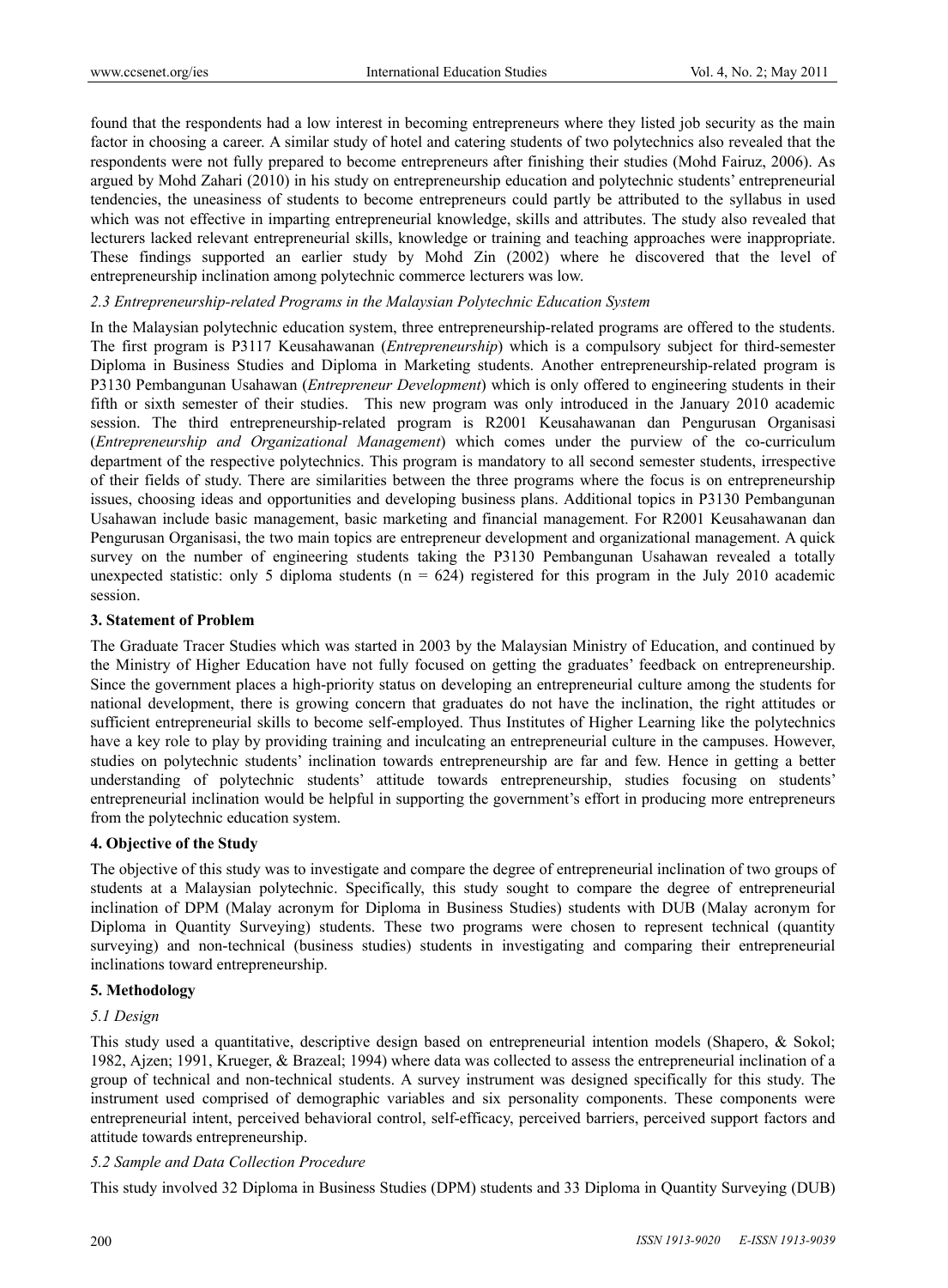found that the respondents had a low interest in becoming entrepreneurs where they listed job security as the main factor in choosing a career. A similar study of hotel and catering students of two polytechnics also revealed that the respondents were not fully prepared to become entrepreneurs after finishing their studies (Mohd Fairuz, 2006). As argued by Mohd Zahari (2010) in his study on entrepreneurship education and polytechnic students' entrepreneurial tendencies, the uneasiness of students to become entrepreneurs could partly be attributed to the syllabus in used which was not effective in imparting entrepreneurial knowledge, skills and attributes. The study also revealed that lecturers lacked relevant entrepreneurial skills, knowledge or training and teaching approaches were inappropriate. These findings supported an earlier study by Mohd Zin (2002) where he discovered that the level of entrepreneurship inclination among polytechnic commerce lecturers was low.

### *2.3 Entrepreneurship-related Programs in the Malaysian Polytechnic Education System*

In the Malaysian polytechnic education system, three entrepreneurship-related programs are offered to the students. The first program is P3117 Keusahawanan (*Entrepreneurship*) which is a compulsory subject for third-semester Diploma in Business Studies and Diploma in Marketing students. Another entrepreneurship-related program is P3130 Pembangunan Usahawan (*Entrepreneur Development*) which is only offered to engineering students in their fifth or sixth semester of their studies. This new program was only introduced in the January 2010 academic session. The third entrepreneurship-related program is R2001 Keusahawanan dan Pengurusan Organisasi (*Entrepreneurship and Organizational Management*) which comes under the purview of the co-curriculum department of the respective polytechnics. This program is mandatory to all second semester students, irrespective of their fields of study. There are similarities between the three programs where the focus is on entrepreneurship issues, choosing ideas and opportunities and developing business plans. Additional topics in P3130 Pembangunan Usahawan include basic management, basic marketing and financial management. For R2001 Keusahawanan dan Pengurusan Organisasi, the two main topics are entrepreneur development and organizational management. A quick survey on the number of engineering students taking the P3130 Pembangunan Usahawan revealed a totally unexpected statistic: only 5 diploma students ($n = 624$) registered for this program in the July 2010 academic session.

## 3. Statement of Problem

The Graduate Tracer Studies which was started in 2003 by the Malaysian Ministry of Education, and continued by the Ministry of Higher Education have not fully focused on getting the graduates' feedback on entrepreneurship. Since the government places a high-priority status on developing an entrepreneurial culture among the students for national development, there is growing concern that graduates do not have the inclination, the right attitudes or sufficient entrepreneurial skills to become self-employed. Thus Institutes of Higher Learning like the polytechnics have a key role to play by providing training and inculcating an entrepreneurial culture in the campuses. However, studies on polytechnic students' inclination towards entrepreneurship are far and few. Hence in getting a better understanding of polytechnic students' attitude towards entrepreneurship, studies focusing on students' entrepreneurial inclination would be helpful in supporting the government's effort in producing more entrepreneurs from the polytechnic education system.

## 4. Objective of the Study

The objective of this study was to investigate and compare the degree of entrepreneurial inclination of two groups of students at a Malaysian polytechnic. Specifically, this study sought to compare the degree of entrepreneurial inclination of DPM (Malay acronym for Diploma in Business Studies) students with DUB (Malay acronym for Diploma in Quantity Surveying) students. These two programs were chosen to represent technical (quantity surveying) and non-technical (business studies) students in investigating and comparing their entrepreneurial inclinations toward entrepreneurship.

## 5. Methodology

### *5.1 Design*

This study used a quantitative, descriptive design based on entrepreneurial intention models (Shapero, & Sokol; 1982, Ajzen; 1991, Krueger, & Brazeal; 1994) where data was collected to assess the entrepreneurial intention of a group of technical and non-technical students. A survey instrument was designed specifically for this study. The instrument used comprised of demographic variables and six personality components. These components were entrepreneurial intent, perceived behavioral control, self-efficacy, perceived barriers, perceived support factors and attitude towards entrepreneurship.

### *5.2 Sample and Data Collection Procedure*

This study involved 32 Diploma in Business Studies (DPM) students and 33 Diploma in Quantity Surveying (DUB)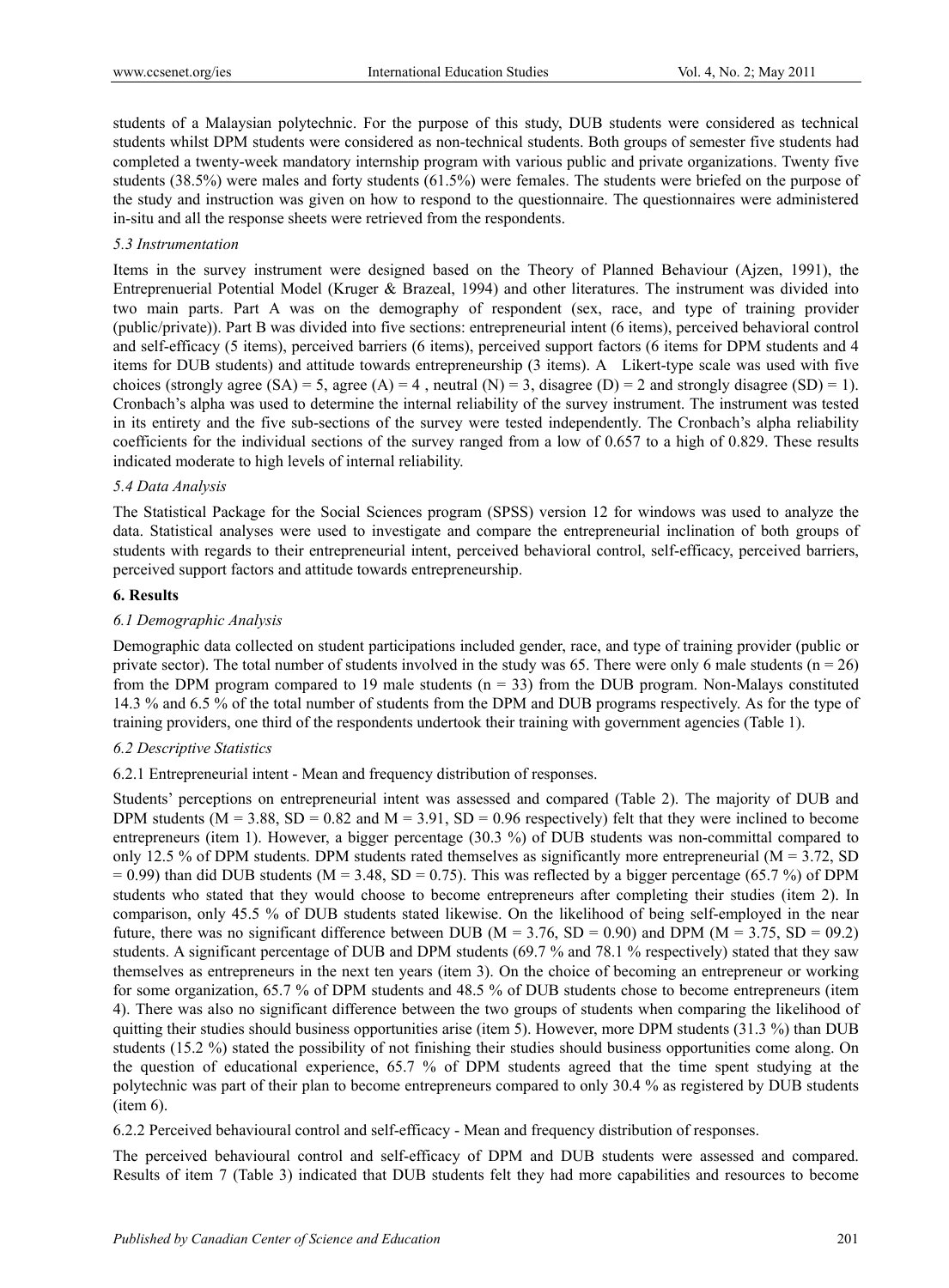students of a Malaysian polytechnic. For the purpose of this study, DUB students were considered as technical students whilst DPM students were considered as non-technical students. Both groups of semester five students had completed a twenty-week mandatory internship program with various public and private organizations. Twenty five students (38.5%) were males and forty students (61.5%) were females. The students were briefed on the purpose of the study and instruction was given on how to respond to the questionnaire. The questionnaires were administered in-situ and all the response sheets were retrieved from the respondents.

*5.3 Instrumentation*

Items in the survey instrument were designed based on the Theory of Planned Behaviour (Ajzen, 1991), the Entreprenuerial Potential Model (Kruger & Brazeal, 1994) and other literatures. The instrument was divided into two main parts. Part A was on the demography of respondent (sex, race, and type of training provider (public/private)). Part B was divided into five sections: entrepreneurial intent (6 items), perceived behavioral control and self-efficacy (5 items), perceived barriers (6 items), perceived support factors (6 items for DPM students and 4 items for DUB students) and attitude towards entrepreneurship (3 items). A Likert-type scale was used with five choices (strongly agree (SA) = 5, agree (A) = 4 , neutral (N) = 3, disagree (D) = 2 and strongly disagree (SD) = 1). Cronbach's alpha was used to determine the internal reliability of the survey instrument. The instrument was tested in its entirety and the five sub-sections of the survey were tested independently. The Cronbach's alpha reliability coefficients for the individual sections of the survey ranged from a low of 0.657 to a high of 0.829. These results indicated moderate to high levels of internal reliability.

*5.4 Data Analysis*

The Statistical Package for the Social Sciences program (SPSS) version 12 for windows was used to analyze the data. Statistical analyses were used to investigate and compare the entrepreneurial inclination of both groups of students with regards to their entrepreneurial intent, perceived behavioral control, self-efficacy, perceived barriers, perceived support factors and attitude towards entrepreneurship.

## 6. Results

*6.1 Demographic Analysis*

Demographic data collected on student participations included gender, race, and type of training provider (public or private sector). The total number of students involved in the study was 65. There were only 6 male students ($n = 26$) from the DPM program compared to 19 male students ($n = 33$) from the DUB program. Non-Malays constituted 14.3 % and 6.5 % of the total number of students from the DPM and DUB programs respectively. As for the type of training providers, one third of the respondents undertook their training with government agencies (Table 1).

*6.2 Descriptive Statistics*

6.2.1 Entrepreneurial intent - Mean and frequency distribution of responses.

Students' perceptions on entrepreneurial intent was assessed and compared (Table 2). The majority of DUB and DPM students ($M = 3.88$, $SD = 0.82$ and $M = 3.91$, $SD = 0.96$ respectively) felt that they were inclined to become entrepreneurs (item 1). However, a bigger percentage (30.3 %) of DUB students was non-committal compared to only 12.5 % of DPM students. DPM students rated themselves as significantly more entrepreneurial ($M = 3.72$, $SD = 0.99$) than did DUB students ($M = 3.48$, $SD = 0.75$). This was reflected by a bigger percentage (65.7 %) of DPM students who stated that they would choose to become entrepreneurs after completing their studies (item 2). In comparison, only 45.5 % of DUB students stated likewise. On the likelihood of being self-employed in the near future, there was no significant difference between DUB ($M = 3.76$, $SD = 0.90$) and DPM ($M = 3.75$, $SD = 09.2$) students. A significant percentage of DUB and DPM students (69.7 % and 78.1 % respectively) stated that they saw themselves as entrepreneurs in the next ten years (item 3). On the choice of becoming an entrepreneur or working for some organization, 65.7 % of DPM students and 48.5 % of DUB students chose to become entrepreneurs (item 4). There was also no significant difference between the two groups of students when comparing the likelihood of quitting their studies should business opportunities arise (item 5). However, more DPM students (31.3 %) than DUB students (15.2 %) stated the possibility of not finishing their studies should business opportunities come along. On the question of educational experience, 65.7 % of DPM students agreed that the time spent studying at the polytechnic was part of their plan to become entrepreneurs compared to only 30.4 % as registered by DUB students (item 6).

6.2.2 Perceived behavioural control and self-efficacy - Mean and frequency distribution of responses.

The perceived behavioural control and self-efficacy of DPM and DUB students were assessed and compared. Results of item 7 (Table 3) indicated that DUB students felt they had more capabilities and resources to become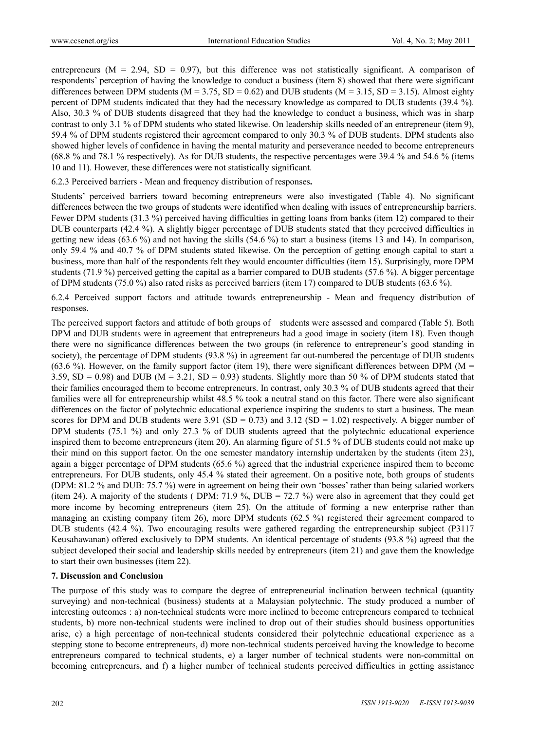entrepreneurs (M = 2.94, SD = 0.97), but this difference was not statistically significant. A comparison of respondents' perception of having the knowledge to conduct a business (item 8) showed that there were significant differences between DPM students (M = 3.75, SD = 0.62) and DUB students (M = 3.15, SD = 3.15). Almost eighty percent of DPM students indicated that they had the necessary knowledge as compared to DUB students (39.4 %). Also, 30.3 % of DUB students disagreed that they had the knowledge to conduct a business, which was in sharp contrast to only 3.1 % of DPM students who stated likewise. On leadership skills needed of an entrepreneur (item 9), 59.4 % of DPM students registered their agreement compared to only 30.3 % of DUB students. DPM students also showed higher levels of confidence in having the mental maturity and perseverance needed to become entrepreneurs (68.8 % and 78.1 % respectively). As for DUB students, the respective percentages were 39.4 % and 54.6 % (items 10 and 11). However, these differences were not statistically significant.

6.2.3 Perceived barriers - Mean and frequency distribution of responses**.**

Students' perceived barriers toward becoming entrepreneurs were also investigated (Table 4). No significant differences between the two groups of students were identified when dealing with issues of entrepreneurship barriers. Fewer DPM students (31.3 %) perceived having difficulties in getting loans from banks (item 12) compared to their DUB counterparts (42.4 %). A slightly bigger percentage of DUB students stated that they perceived difficulties in getting new ideas (63.6 %) and not having the skills (54.6 %) to start a business (items 13 and 14). In comparison, only 59.4 % and 40.7 % of DPM students stated likewise. On the perception of getting enough capital to start a business, more than half of the respondents felt they would encounter difficulties (item 15). Surprisingly, more DPM students (71.9 %) perceived getting the capital as a barrier compared to DUB students (57.6 %). A bigger percentage of DPM students (75.0 %) also rated risks as perceived barriers (item 17) compared to DUB students (63.6 %).

6.2.4 Perceived support factors and attitude towards entrepreneurship - Mean and frequency distribution of responses.

The perceived support factors and attitude of both groups of students were assessed and compared (Table 5). Both DPM and DUB students were in agreement that entrepreneurs had a good image in society (item 18). Even though there were no significance differences between the two groups (in reference to entrepreneur's good standing in society), the percentage of DPM students (93.8 %) in agreement far out-numbered the percentage of DUB students (63.6 %). However, on the family support factor (item 19), there were significant differences between DPM (M = 3.59, SD = 0.98) and DUB (M = 3.21, SD = 0.93) students. Slightly more than 50 % of DPM students stated that their families encouraged them to become entrepreneurs. In contrast, only 30.3 % of DUB students agreed that their families were all for entrepreneurship whilst 48.5 % took a neutral stand on this factor. There were also significant differences on the factor of polytechnic educational experience inspiring the students to start a business. The mean scores for DPM and DUB students were 3.91 (SD = 0.73) and 3.12 (SD = 1.02) respectively. A bigger number of DPM students (75.1 %) and only 27.3 % of DUB students agreed that the polytechnic educational experience inspired them to become entrepreneurs (item 20). An alarming figure of 51.5 % of DUB students could not make up their mind on this support factor. On the one semester mandatory internship undertaken by the students (item 23), again a bigger percentage of DPM students (65.6 %) agreed that the industrial experience inspired them to become entrepreneurs. For DUB students, only 45.4 % stated their agreement. On a positive note, both groups of students (DPM: 81.2 % and DUB: 75.7 %) were in agreement on being their own 'bosses' rather than being salaried workers (item 24). A majority of the students ( DPM: 71.9 %, DUB = 72.7 %) were also in agreement that they could get more income by becoming entrepreneurs (item 25). On the attitude of forming a new enterprise rather than managing an existing company (item 26), more DPM students (62.5 %) registered their agreement compared to DUB students (42.4 %). Two encouraging results were gathered regarding the entrepreneurship subject (P3117 Keusahawanan) offered exclusively to DPM students. An identical percentage of students (93.8 %) agreed that the subject developed their social and leadership skills needed by entrepreneurs (item 21) and gave them the knowledge to start their own businesses (item 22).

## 7. Discussion and Conclusion

The purpose of this study was to compare the degree of entrepreneurial inclination between technical (quantity surveying) and non-technical (business) students at a Malaysian polytechnic. The study produced a number of interesting outcomes : a) non-technical students were more inclined to become entrepreneurs compared to technical students, b) more non-technical students were inclined to drop out of their studies should business opportunities arise, c) a high percentage of non-technical students considered their polytechnic educational experience as a stepping stone to become entrepreneurs, d) more non-technical students perceived having the knowledge to become entrepreneurs compared to technical students, e) a larger number of technical students were non-committal on becoming entrepreneurs, and f) a higher number of technical students perceived difficulties in getting assistance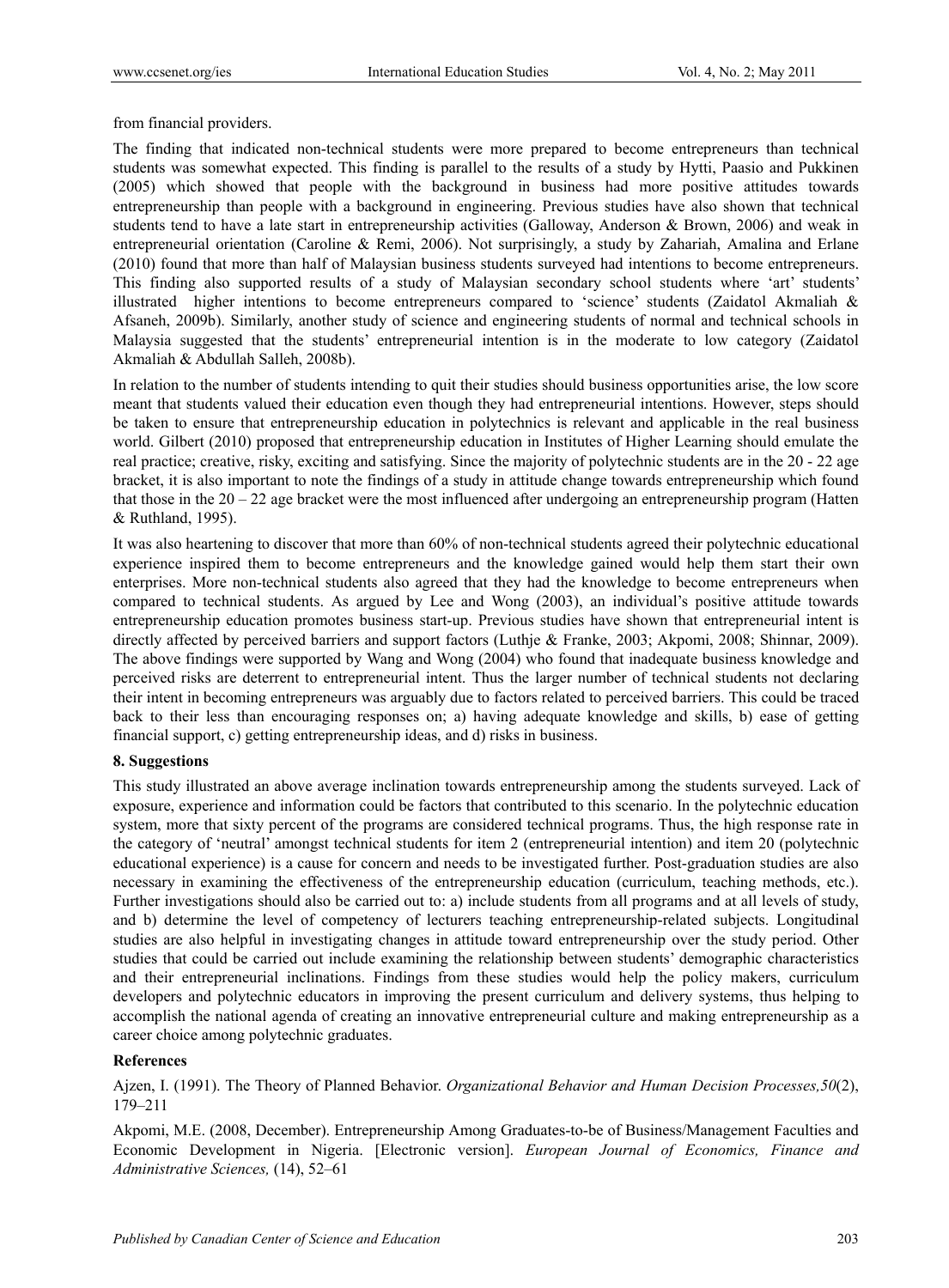from financial providers.

The finding that indicated non-technical students were more prepared to become entrepreneurs than technical students was somewhat expected. This finding is parallel to the results of a study by Hytti, Paasio and Pukkinen (2005) which showed that people with the background in business had more positive attitudes towards entrepreneurship than people with a background in engineering. Previous studies have also shown that technical students tend to have a late start in entrepreneurship activities (Galloway, Anderson & Brown, 2006) and weak in entrepreneurial orientation (Caroline & Remi, 2006). Not surprisingly, a study by Zahariah, Amalina and Erlane (2010) found that more than half of Malaysian business students surveyed had intentions to become entrepreneurs. This finding also supported results of a study of Malaysian secondary school students where 'art' students' illustrated higher intentions to become entrepreneurs compared to 'science' students (Zaidatol Akmaliah & Afsaneh, 2009b). Similarly, another study of science and engineering students of normal and technical schools in Malaysia suggested that the students' entrepreneurial intention is in the moderate to low category (Zaidatol Akmaliah & Abdullah Salleh, 2008b).

In relation to the number of students intending to quit their studies should business opportunities arise, the low score meant that students valued their education even though they had entrepreneurial intentions. However, steps should be taken to ensure that entrepreneurship education in polytechnics is relevant and applicable in the real business world. Gilbert (2010) proposed that entrepreneurship education in Institutes of Higher Learning should emulate the real practice; creative, risky, exciting and satisfying. Since the majority of polytechnic students are in the 20 - 22 age bracket, it is also important to note the findings of a study in attitude change towards entrepreneurship which found that those in the 20 – 22 age bracket were the most influenced after undergoing an entrepreneurship program (Hatten & Ruthland, 1995).

It was also heartening to discover that more than 60% of non-technical students agreed their polytechnic educational experience inspired them to become entrepreneurs and the knowledge gained would help them start their own enterprises. More non-technical students also agreed that they had the knowledge to become entrepreneurs when compared to technical students. As argued by Lee and Wong (2003), an individual's positive attitude towards entrepreneurship education promotes business start-up. Previous studies have shown that entrepreneurial intent is directly affected by perceived barriers and support factors (Luthje & Franke, 2003; Akpomi, 2008; Shinnar, 2009). The above findings were supported by Wang and Wong (2004) who found that inadequate business knowledge and perceived risks are deterrent to entrepreneurial intent. Thus the larger number of technical students not declaring their intent in becoming entrepreneurs was arguably due to factors related to perceived barriers. This could be traced back to their less than encouraging responses on; a) having adequate knowledge and skills, b) ease of getting financial support, c) getting entrepreneurship ideas, and d) risks in business.

## 8. Suggestions

This study illustrated an above average inclination towards entrepreneurship among the students surveyed. Lack of exposure, experience and information could be factors that contributed to this scenario. In the polytechnic education system, more that sixty percent of the programs are considered technical programs. Thus, the high response rate in the category of 'neutral' amongst technical students for item 2 (entrepreneurial intention) and item 20 (polytechnic educational experience) is a cause for concern and needs to be investigated further. Post-graduation studies are also necessary in examining the effectiveness of the entrepreneurship education (curriculum, teaching methods, etc.). Further investigations should also be carried out to: a) include students from all programs and at all levels of study, and b) determine the level of competency of lecturers teaching entrepreneurship-related subjects. Longitudinal studies are also helpful in investigating changes in attitude toward entrepreneurship over the study period. Other studies that could be carried out include examining the relationship between students' demographic characteristics and their entrepreneurial inclinations. Findings from these studies would help the policy makers, curriculum developers and polytechnic educators in improving the present curriculum and delivery systems, thus helping to accomplish the national agenda of creating an innovative entrepreneurial culture and making entrepreneurship as a career choice among polytechnic graduates.

## References

Ajzen, I. (1991). The Theory of Planned Behavior. *Organizational Behavior and Human Decision Processes,50*(2), 179–211

Akpomi, M.E. (2008, December). Entrepreneurship Among Graduates-to-be of Business/Management Faculties and Economic Development in Nigeria. [Electronic version]. *European Journal of Economics, Finance and Administrative Sciences,* (14), 52–61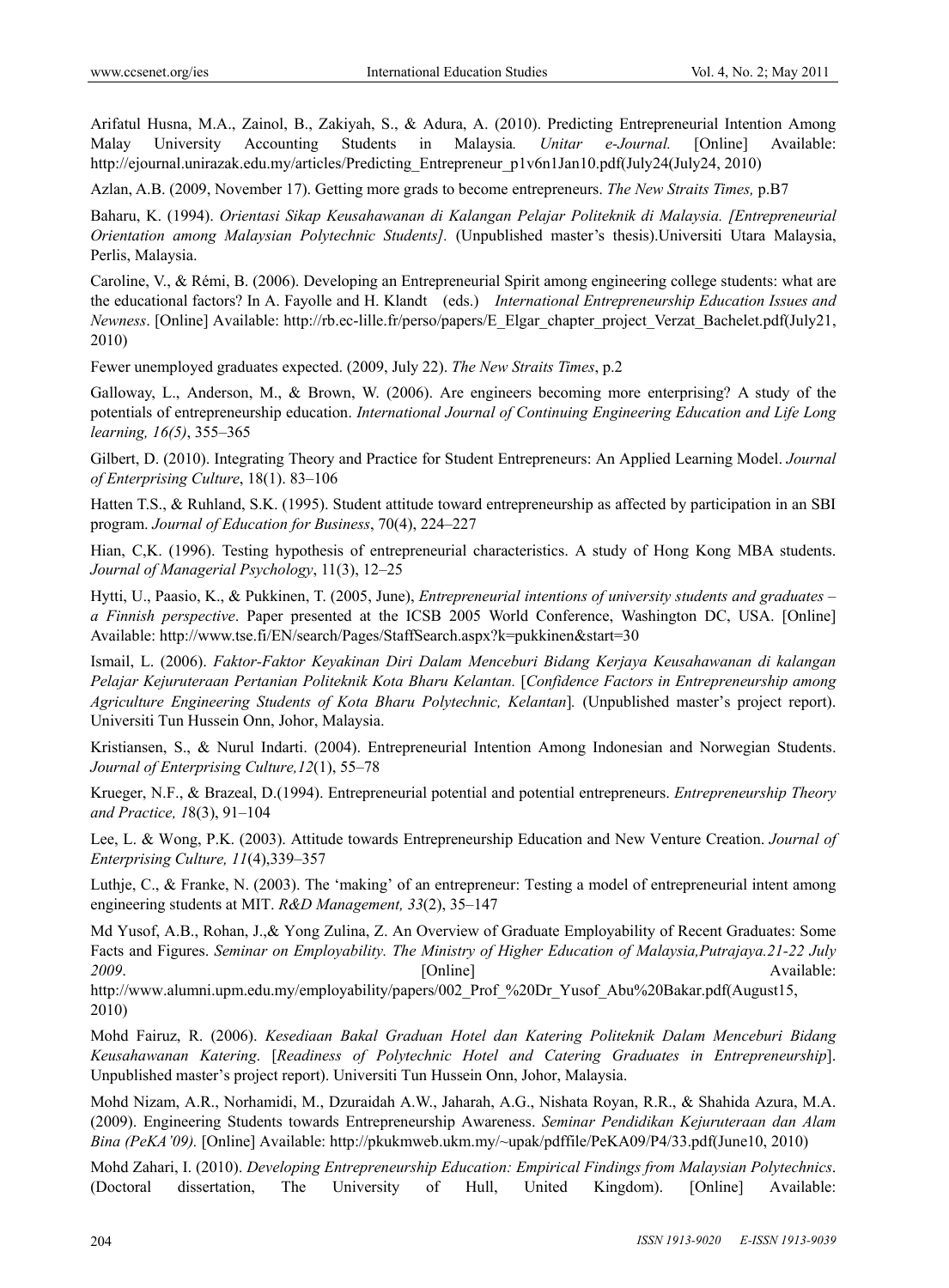Arifatul Husna, M.A., Zainol, B., Zakiyah, S., & Adura, A. (2010). Predicting Entrepreneurial Intention Among Malay University Accounting Students in Malaysia. *Unitar e-Journal.* [Online] Available: http://ejournal.unirazak.edu.my/articles/Predicting_Entrepreneur_p1v6n1Jan10.pdf(July24(July24, 2010)

Azlan, A.B. (2009, November 17). Getting more grads to become entrepreneurs. *The New Straits Times,* p.B7

Baharu, K. (1994). *Orientasi Sikap Keusahawanan di Kalangan Pelajar Politeknik di Malaysia. [Entrepreneurial Orientation among Malaysian Polytechnic Students].* (Unpublished master's thesis).Universiti Utara Malaysia, Perlis, Malaysia.

Caroline, V., & Rémi, B. (2006). Developing an Entrepreneurial Spirit among engineering college students: what are the educational factors? In A. Fayolle and H. Klandt (eds.) *International Entrepreneurship Education Issues and Newness*. [Online] Available: http://rb.ec-lille.fr/perso/papers/E_Elgar_chapter_project_Verzat_Bachelet.pdf(July21, 2010)

Fewer unemployed graduates expected. (2009, July 22). *The New Straits Times*, p.2

Galloway, L., Anderson, M., & Brown, W. (2006). Are engineers becoming more enterprising? A study of the potentials of entrepreneurship education. *International Journal of Continuing Engineering Education and Life Long learning, 16(5)*, 355–365

Gilbert, D. (2010). Integrating Theory and Practice for Student Entrepreneurs: An Applied Learning Model. *Journal of Enterprising Culture*, 18(1). 83–106

Hatten T.S., & Ruhland, S.K. (1995). Student attitude toward entrepreneurship as affected by participation in an SBI program. *Journal of Education for Business*, 70(4), 224–227

Hian, C,K. (1996). Testing hypothesis of entrepreneurial characteristics. A study of Hong Kong MBA students. *Journal of Managerial Psychology*, 11(3), 12–25

Hytti, U., Paasio, K., & Pukkinen, T. (2005, June), *Entrepreneurial intentions of university students and graduates – a Finnish perspective*. Paper presented at the ICSB 2005 World Conference, Washington DC, USA. [Online] Available: http://www.tse.fi/EN/search/Pages/StaffSearch.aspx?k=pukkinen&start=30

Ismail, L. (2006). *Faktor-Faktor Keyakinan Diri Dalam Menceburi Bidang Kerjaya Keusahawanan di kalangan Pelajar Kejuruteraan Pertanian Politeknik Kota Bharu Kelantan.* [*Confidence Factors in Entrepreneurship among Agriculture Engineering Students of Kota Bharu Polytechnic, Kelantan*]*.* (Unpublished master's project report). Universiti Tun Hussein Onn, Johor, Malaysia.

Kristiansen, S., & Nurul Indarti. (2004). Entrepreneurial Intention Among Indonesian and Norwegian Students. *Journal of Enterprising Culture,12*(1), 55–78

Krueger, N.F., & Brazeal, D.(1994). Entrepreneurial potential and potential entrepreneurs. *Entrepreneurship Theory and Practice, 1*8(3), 91–104

Lee, L. & Wong, P.K. (2003). Attitude towards Entrepreneurship Education and New Venture Creation. *Journal of Enterprising Culture, 11*(4),339–357

Luthje, C., & Franke, N. (2003). The 'making' of an entrepreneur: Testing a model of entrepreneurial intent among engineering students at MIT. *R&D Management, 33*(2), 35–147

Md Yusof, A.B., Rohan, J.,& Yong Zulina, Z. An Overview of Graduate Employability of Recent Graduates: Some Facts and Figures. *Seminar on Employability. The Ministry of Higher Education of Malaysia,Putrajaya.21-22 July 2009*. [Online] Available: http://www.alumni.upm.edu.my/employability/papers/002_Prof_%20Dr_Yusof_Abu%20Bakar.pdf(August15, 2010)

Mohd Fairuz, R. (2006). *Kesediaan Bakal Graduan Hotel dan Katering Politeknik Dalam Menceburi Bidang Keusahawanan Katering*. [*Readiness of Polytechnic Hotel and Catering Graduates in Entrepreneurship*]. Unpublished master's project report). Universiti Tun Hussein Onn, Johor, Malaysia.

Mohd Nizam, A.R., Norhamidi, M., Dzuraidah A.W., Jaharah, A.G., Nishata Royan, R.R., & Shahida Azura, M.A. (2009). Engineering Students towards Entrepreneurship Awareness. *Seminar Pendidikan Kejuruteraan dan Alam Bina (PeKA'09).* [Online] Available: http://pkukmweb.ukm.my/~upak/pdffile/PeKA09/P4/33.pdf(June10, 2010)

Mohd Zahari, I. (2010). *Developing Entrepreneurship Education: Empirical Findings from Malaysian Polytechnics*. (Doctoral dissertation, The University of Hull, United Kingdom). [Online] Available: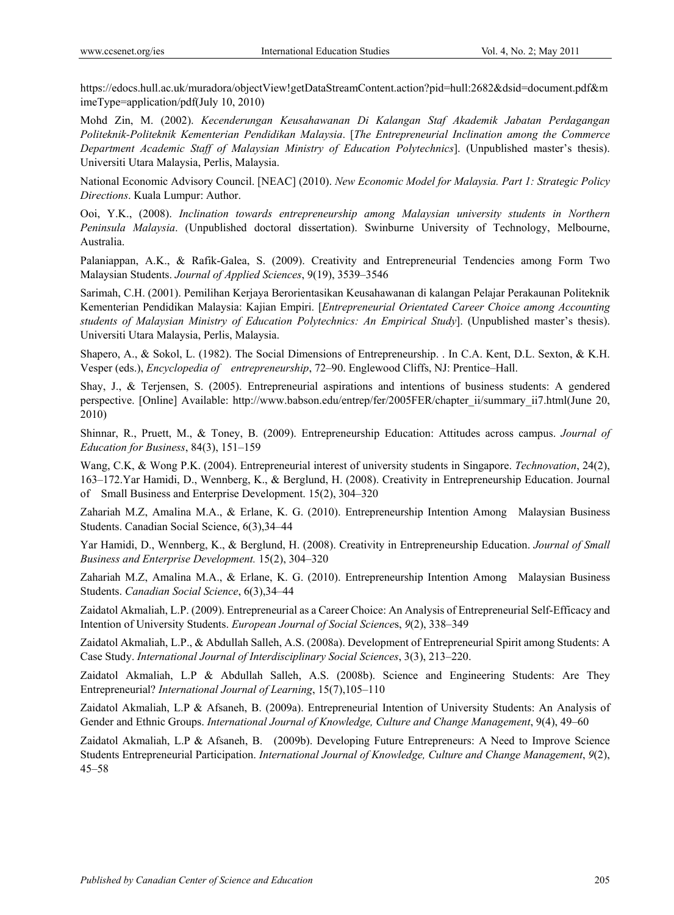https://edocs.hull.ac.uk/muradora/objectView!getDataStreamContent.action?pid=hull:2682&dsid=document.pdf&mimeType=application/pdf(July 10, 2010)

Mohd Zin, M. (2002). *Kecenderungan Keusahawanan Di Kalangan Staf Akademik Jabatan Perdagangan Politeknik-Politeknik Kementerian Pendidikan Malaysia*. [*The Entrepreneurial Inclination among the Commerce Department Academic Staff of Malaysian Ministry of Education Polytechnics*]. (Unpublished master's thesis). Universiti Utara Malaysia, Perlis, Malaysia.

National Economic Advisory Council. [NEAC] (2010). *New Economic Model for Malaysia. Part 1: Strategic Policy Directions*. Kuala Lumpur: Author.

Ooi, Y.K., (2008). *Inclination towards entrepreneurship among Malaysian university students in Northern Peninsula Malaysia*. (Unpublished doctoral dissertation). Swinburne University of Technology, Melbourne, Australia.

Palaniappan, A.K., & Rafik-Galea, S. (2009). Creativity and Entrepreneurial Tendencies among Form Two Malaysian Students. *Journal of Applied Sciences*, 9(19), 3539–3546

Sarimah, C.H. (2001). Pemilihan Kerjaya Berorientasikan Keusahawanan di kalangan Pelajar Perakaunan Politeknik Kementerian Pendidikan Malaysia: Kajian Empiri. [*Entrepreneurial Orientated Career Choice among Accounting students of Malaysian Ministry of Education Polytechnics: An Empirical Study*]. (Unpublished master's thesis). Universiti Utara Malaysia, Perlis, Malaysia.

Shapero, A., & Sokol, L. (1982). The Social Dimensions of Entrepreneurship. . In C.A. Kent, D.L. Sexton, & K.H. Vesper (eds.), *Encyclopedia of entrepreneurship*, 72–90. Englewood Cliffs, NJ: Prentice–Hall.

Shay, J., & Terjensen, S. (2005). Entrepreneurial aspirations and intentions of business students: A gendered perspective. [Online] Available: http://www.babson.edu/entrep/fer/2005FER/chapter_ii/summary_ii7.html(June 20, 2010)

Shinnar, R., Pruett, M., & Toney, B. (2009). Entrepreneurship Education: Attitudes across campus. *Journal of Education for Business*, 84(3), 151–159

Wang, C.K, & Wong P.K. (2004). Entrepreneurial interest of university students in Singapore. *Technovation*, 24(2), 163–172.Yar Hamidi, D., Wennberg, K., & Berglund, H. (2008). Creativity in Entrepreneurship Education. Journal of Small Business and Enterprise Development. 15(2), 304–320

Zahariah M.Z, Amalina M.A., & Erlane, K. G. (2010). Entrepreneurship Intention Among Malaysian Business Students. Canadian Social Science, 6(3),34–44

Yar Hamidi, D., Wennberg, K., & Berglund, H. (2008). Creativity in Entrepreneurship Education. *Journal of Small Business and Enterprise Development.* 15(2), 304–320

Zahariah M.Z, Amalina M.A., & Erlane, K. G. (2010). Entrepreneurship Intention Among Malaysian Business Students. *Canadian Social Science*, 6(3),34–44

Zaidatol Akmaliah, L.P. (2009). Entrepreneurial as a Career Choice: An Analysis of Entrepreneurial Self-Efficacy and Intention of University Students. *European Journal of Social Sciences*, *9*(2), 338–349

Zaidatol Akmaliah, L.P., & Abdullah Salleh, A.S. (2008a). Development of Entrepreneurial Spirit among Students: A Case Study. *International Journal of Interdisciplinary Social Sciences*, 3(3), 213–220.

Zaidatol Akmaliah, L.P & Abdullah Salleh, A.S. (2008b). Science and Engineering Students: Are They Entrepreneurial? *International Journal of Learning*, 15(7),105–110

Zaidatol Akmaliah, L.P & Afsaneh, B. (2009a). Entrepreneurial Intention of University Students: An Analysis of Gender and Ethnic Groups. *International Journal of Knowledge, Culture and Change Management*, 9(4), 49–60

Zaidatol Akmaliah, L.P & Afsaneh, B. (2009b). Developing Future Entrepreneurs: A Need to Improve Science Students Entrepreneurial Participation. *International Journal of Knowledge, Culture and Change Management*, *9*(2), 45–58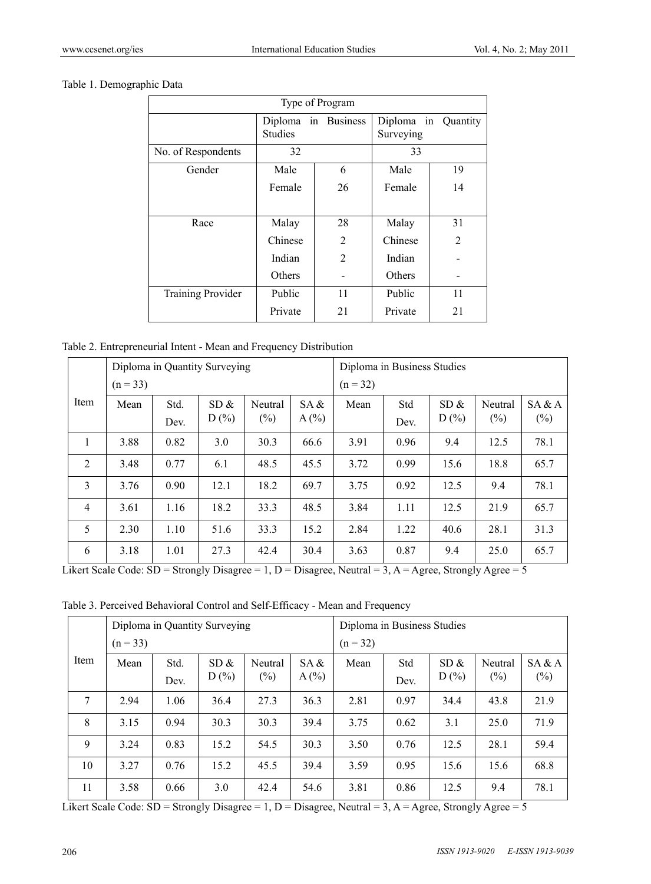Table 1. Demographic Data

| Type of Program | | | | |
|---|---|---|---|---|
| | Diploma in Business Studies | | Diploma in Quantity Surveying | |
| No. of Respondents | 32 | | 33 | |
| Gender | Male | 6 | Male | 19 |
| | Female | 26 | Female | 14 |
| Race | Malay | 28 | Malay | 31 |
| | Chinese | 2 | Chinese | 2 |
| | Indian | 2 | Indian | - |
| | Others | - | Others | - |
| Training Provider | Public | 11 | Public | 11 |
| | Private | 21 | Private | 21 |

Table 2. Entrepreneurial Intent - Mean and Frequency Distribution

| Item | Diploma in Quantity Surveying (n = 33) | | | | | Diploma in Business Studies (n = 32) | | | | |
|---|---|---|---|---|---|---|---|---|---|---|
| | Mean | Std. Dev. | SD & D (%) | Neutral (%) | SA & A (%) | Mean | Std Dev. | SD & D (%) | Neutral (%) | SA & A (%) |
| 1 | 3.88 | 0.82 | 3.0 | 30.3 | 66.6 | 3.91 | 0.96 | 9.4 | 12.5 | 78.1 |
| 2 | 3.48 | 0.77 | 6.1 | 48.5 | 45.5 | 3.72 | 0.99 | 15.6 | 18.8 | 65.7 |
| 3 | 3.76 | 0.90 | 12.1 | 18.2 | 69.7 | 3.75 | 0.92 | 12.5 | 9.4 | 78.1 |
| 4 | 3.61 | 1.16 | 18.2 | 33.3 | 48.5 | 3.84 | 1.11 | 12.5 | 21.9 | 65.7 |
| 5 | 2.30 | 1.10 | 51.6 | 33.3 | 15.2 | 2.84 | 1.22 | 40.6 | 28.1 | 31.3 |
| 6 | 3.18 | 1.01 | 27.3 | 42.4 | 30.4 | 3.63 | 0.87 | 9.4 | 25.0 | 65.7 |

Likert Scale Code: SD = Strongly Disagree = 1, D = Disagree, Neutral = 3, A = Agree, Strongly Agree = 5

Table 3. Perceived Behavioral Control and Self-Efficacy - Mean and Frequency

| Item | Diploma in Quantity Surveying (n = 33) | | | | | Diploma in Business Studies (n = 32) | | | | |
|---|---|---|---|---|---|---|---|---|---|---|
| | Mean | Std. Dev. | SD & D (%) | Neutral (%) | SA & A (%) | Mean | Std Dev. | SD & D (%) | Neutral (%) | SA & A (%) |
| 7 | 2.94 | 1.06 | 36.4 | 27.3 | 36.3 | 2.81 | 0.97 | 34.4 | 43.8 | 21.9 |
| 8 | 3.15 | 0.94 | 30.3 | 30.3 | 39.4 | 3.75 | 0.62 | 3.1 | 25.0 | 71.9 |
| 9 | 3.24 | 0.83 | 15.2 | 54.5 | 30.3 | 3.50 | 0.76 | 12.5 | 28.1 | 59.4 |
| 10 | 3.27 | 0.76 | 15.2 | 45.5 | 39.4 | 3.59 | 0.95 | 15.6 | 15.6 | 68.8 |
| 11 | 3.58 | 0.66 | 3.0 | 42.4 | 54.6 | 3.81 | 0.86 | 12.5 | 9.4 | 78.1 |

Likert Scale Code: SD = Strongly Disagree = 1, D = Disagree, Neutral = 3, A = Agree, Strongly Agree = 5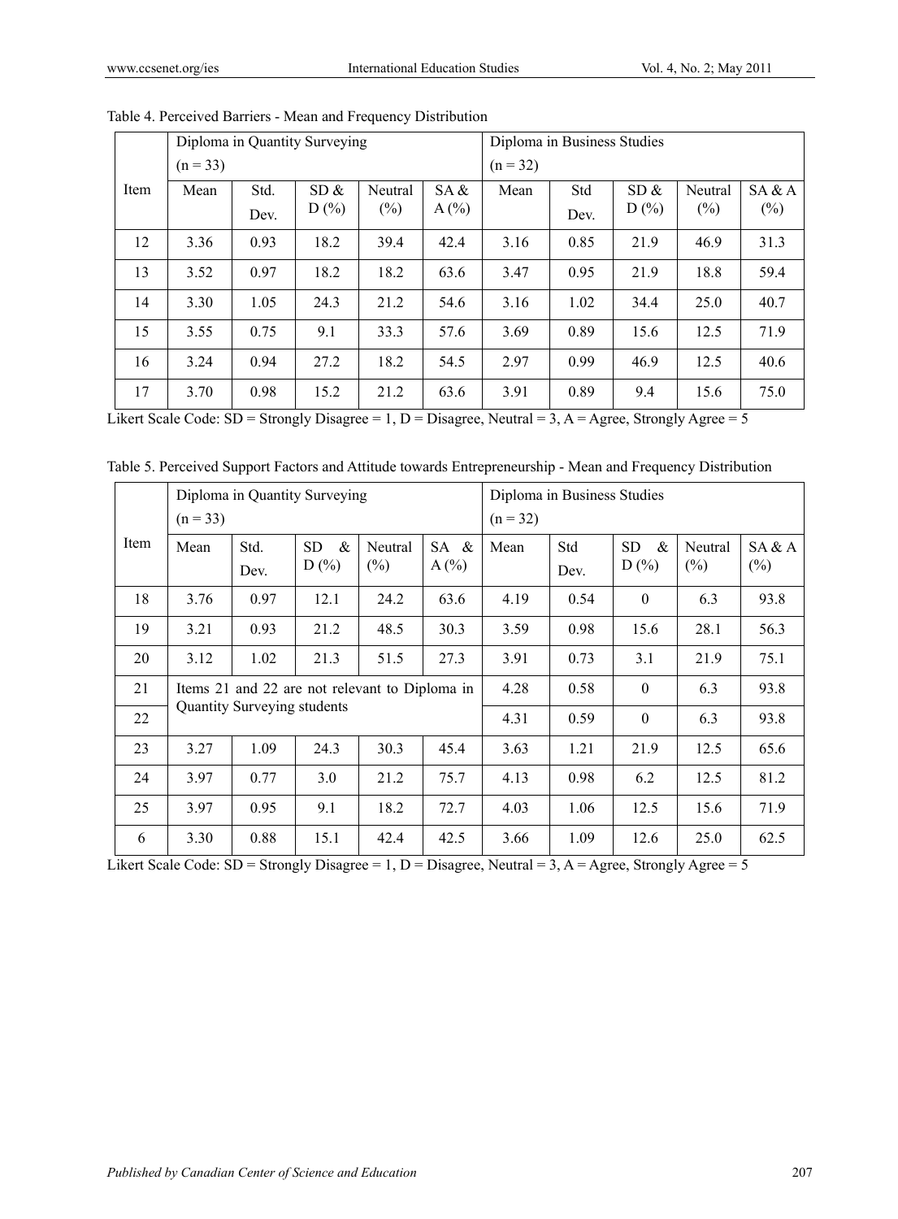Table 4. Perceived Barriers - Mean and Frequency Distribution

| Item | Diploma in Quantity Surveying (n = 33) | | | | | Diploma in Business Studies (n = 32) | | | | |
|---|---|---|---|---|---|---|---|---|---|---|
| | Mean | Std. Dev. | SD & D (%) | Neutral (%) | SA & A (%) | Mean | Std Dev. | SD & D (%) | Neutral (%) | SA & A (%) |
| 12 | 3.36 | 0.93 | 18.2 | 39.4 | 42.4 | 3.16 | 0.85 | 21.9 | 46.9 | 31.3 |
| 13 | 3.52 | 0.97 | 18.2 | 18.2 | 63.6 | 3.47 | 0.95 | 21.9 | 18.8 | 59.4 |
| 14 | 3.30 | 1.05 | 24.3 | 21.2 | 54.6 | 3.16 | 1.02 | 34.4 | 25.0 | 40.7 |
| 15 | 3.55 | 0.75 | 9.1 | 33.3 | 57.6 | 3.69 | 0.89 | 15.6 | 12.5 | 71.9 |
| 16 | 3.24 | 0.94 | 27.2 | 18.2 | 54.5 | 2.97 | 0.99 | 46.9 | 12.5 | 40.6 |
| 17 | 3.70 | 0.98 | 15.2 | 21.2 | 63.6 | 3.91 | 0.89 | 9.4 | 15.6 | 75.0 |

Likert Scale Code: SD = Strongly Disagree = 1, D = Disagree, Neutral = 3, A = Agree, Strongly Agree = 5

Table 5. Perceived Support Factors and Attitude towards Entrepreneurship - Mean and Frequency Distribution

| Item | Diploma in Quantity Surveying (n = 33) | | | | | Diploma in Business Studies (n = 32) | | | | |
|---|---|---|---|---|---|---|---|---|---|---|
| | Mean | Std. Dev. | SD & D (%) | Neutral (%) | SA & A (%) | Mean | Std Dev. | SD & D (%) | Neutral (%) | SA & A (%) |
| 18 | 3.76 | 0.97 | 12.1 | 24.2 | 63.6 | 4.19 | 0.54 | 0 | 6.3 | 93.8 |
| 19 | 3.21 | 0.93 | 21.2 | 48.5 | 30.3 | 3.59 | 0.98 | 15.6 | 28.1 | 56.3 |
| 20 | 3.12 | 1.02 | 21.3 | 51.5 | 27.3 | 3.91 | 0.73 | 3.1 | 21.9 | 75.1 |
| 21 | Items 21 and 22 are not relevant to Diploma in Quantity Surveying students | | | | | 4.28 | 0.58 | 0 | 6.3 | 93.8 |
| 22 | | | | | | 4.31 | 0.59 | 0 | 6.3 | 93.8 |
| 23 | 3.27 | 1.09 | 24.3 | 30.3 | 45.4 | 3.63 | 1.21 | 21.9 | 12.5 | 65.6 |
| 24 | 3.97 | 0.77 | 3.0 | 21.2 | 75.7 | 4.13 | 0.98 | 6.2 | 12.5 | 81.2 |
| 25 | 3.97 | 0.95 | 9.1 | 18.2 | 72.7 | 4.03 | 1.06 | 12.5 | 15.6 | 71.9 |
| 6 | 3.30 | 0.88 | 15.1 | 42.4 | 42.5 | 3.66 | 1.09 | 12.6 | 25.0 | 62.5 |

Likert Scale Code: SD = Strongly Disagree = 1, D = Disagree, Neutral = 3, A = Agree, Strongly Agree = 5